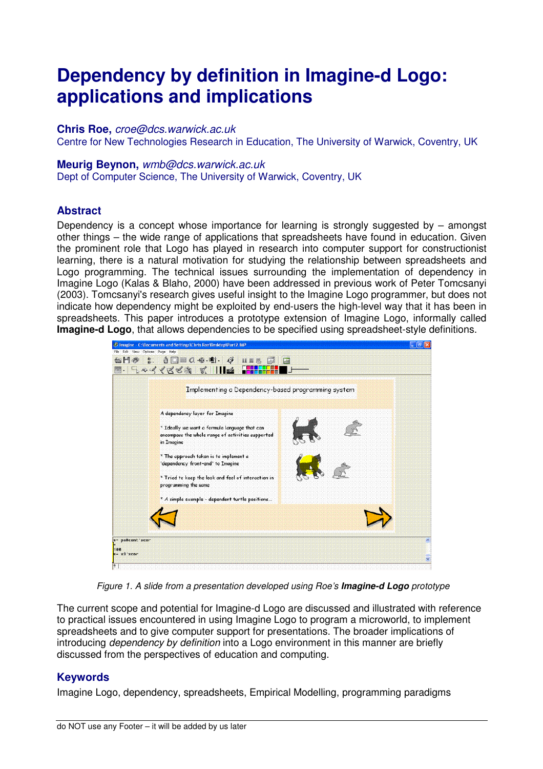# Dependency by definition in Imagine-d Logo: applications and implications

**Chris Roe,** *croe@dcs.warwick.ac.uk*
Centre for New Technologies Research in Education, The University of Warwick, Coventry, UK

**Meurig Beynon,** *wmb@dcs.warwick.ac.uk*
Dept of Computer Science, The University of Warwick, Coventry, UK

## Abstract

Dependency is a concept whose importance for learning is strongly suggested by – amongst other things – the wide range of applications that spreadsheets have found in education. Given the prominent role that Logo has played in research into computer support for constructionist learning, there is a natural motivation for studying the relationship between spreadsheets and Logo programming. The technical issues surrounding the implementation of dependency in Imagine Logo (Kalas & Blaho, 2000) have been addressed in previous work of Peter Tomcsanyi (2003). Tomcsanyi's research gives useful insight to the Imagine Logo programmer, but does not indicate how dependency might be exploited by end-users the high-level way that it has been in spreadsheets. This paper introduces a prototype extension of Imagine Logo, informally called **Imagine-d Logo**, that allows dependencies to be specified using spreadsheet-style definitions.

*Figure 1. A slide from a presentation developed using Roe's **Imagine-d Logo** prototype*

The current scope and potential for Imagine-d Logo are discussed and illustrated with reference to practical issues encountered in using Imagine Logo to program a microworld, to implement spreadsheets and to give computer support for presentations. The broader implications of introducing *dependency by definition* into a Logo environment in this manner are briefly discussed from the perspectives of education and computing.

## Keywords

Imagine Logo, dependency, spreadsheets, Empirical Modelling, programming paradigms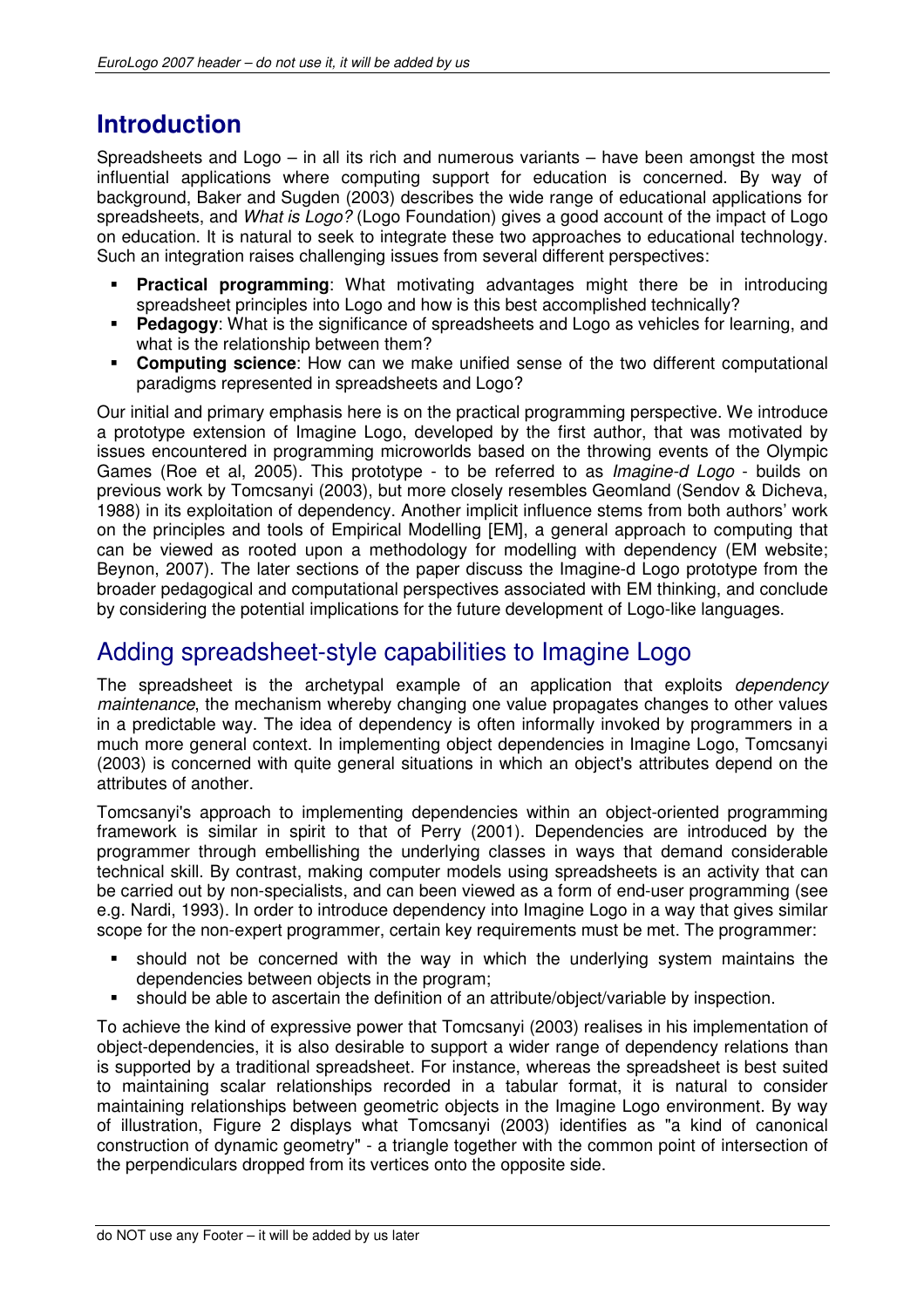# Introduction

Spreadsheets and Logo – in all its rich and numerous variants – have been amongst the most influential applications where computing support for education is concerned. By way of background, Baker and Sugden (2003) describes the wide range of educational applications for spreadsheets, and *What is Logo?* (Logo Foundation) gives a good account of the impact of Logo on education. It is natural to seek to integrate these two approaches to educational technology. Such an integration raises challenging issues from several different perspectives:

- **Practical programming**: What motivating advantages might there be in introducing spreadsheet principles into Logo and how is this best accomplished technically?
- **Pedagogy**: What is the significance of spreadsheets and Logo as vehicles for learning, and what is the relationship between them?
- **Computing science**: How can we make unified sense of the two different computational paradigms represented in spreadsheets and Logo?

Our initial and primary emphasis here is on the practical programming perspective. We introduce a prototype extension of Imagine Logo, developed by the first author, that was motivated by issues encountered in programming microworlds based on the throwing events of the Olympic Games (Roe et al, 2005). This prototype - to be referred to as *Imagine-d Logo* - builds on previous work by Tomcsanyi (2003), but more closely resembles Geomland (Sendov & Dicheva, 1988) in its exploitation of dependency. Another implicit influence stems from both authors' work on the principles and tools of Empirical Modelling [EM], a general approach to computing that can be viewed as rooted upon a methodology for modelling with dependency (EM website; Beynon, 2007). The later sections of the paper discuss the Imagine-d Logo prototype from the broader pedagogical and computational perspectives associated with EM thinking, and conclude by considering the potential implications for the future development of Logo-like languages.

## Adding spreadsheet-style capabilities to Imagine Logo

The spreadsheet is the archetypal example of an application that exploits *dependency maintenance*, the mechanism whereby changing one value propagates changes to other values in a predictable way. The idea of dependency is often informally invoked by programmers in a much more general context. In implementing object dependencies in Imagine Logo, Tomcsanyi (2003) is concerned with quite general situations in which an object's attributes depend on the attributes of another.

Tomcsanyi's approach to implementing dependencies within an object-oriented programming framework is similar in spirit to that of Perry (2001). Dependencies are introduced by the programmer through embellishing the underlying classes in ways that demand considerable technical skill. By contrast, making computer models using spreadsheets is an activity that can be carried out by non-specialists, and can been viewed as a form of end-user programming (see e.g. Nardi, 1993). In order to introduce dependency into Imagine Logo in a way that gives similar scope for the non-expert programmer, certain key requirements must be met. The programmer:

- should not be concerned with the way in which the underlying system maintains the dependencies between objects in the program;
- should be able to ascertain the definition of an attribute/object/variable by inspection.

To achieve the kind of expressive power that Tomcsanyi (2003) realises in his implementation of object-dependencies, it is also desirable to support a wider range of dependency relations than is supported by a traditional spreadsheet. For instance, whereas the spreadsheet is best suited to maintaining scalar relationships recorded in a tabular format, it is natural to consider maintaining relationships between geometric objects in the Imagine Logo environment. By way of illustration, Figure 2 displays what Tomcsanyi (2003) identifies as "a kind of canonical construction of dynamic geometry" - a triangle together with the common point of intersection of the perpendiculars dropped from its vertices onto the opposite side.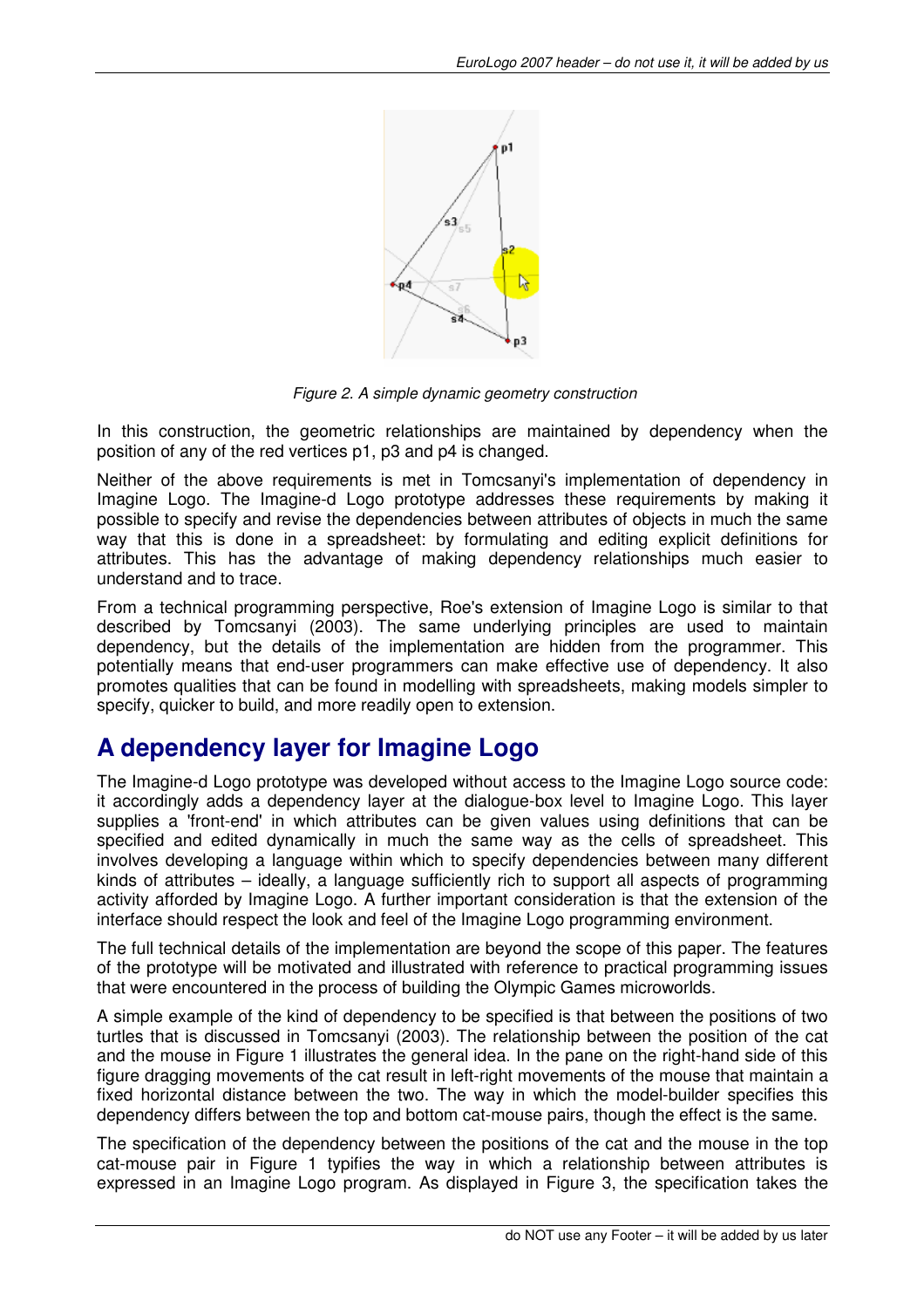*Figure 2. A simple dynamic geometry construction*

In this construction, the geometric relationships are maintained by dependency when the position of any of the red vertices p1, p3 and p4 is changed.

Neither of the above requirements is met in Tomcsanyi's implementation of dependency in Imagine Logo. The Imagine-d Logo prototype addresses these requirements by making it possible to specify and revise the dependencies between attributes of objects in much the same way that this is done in a spreadsheet: by formulating and editing explicit definitions for attributes. This has the advantage of making dependency relationships much easier to understand and to trace.

From a technical programming perspective, Roe's extension of Imagine Logo is similar to that described by Tomcsanyi (2003). The same underlying principles are used to maintain dependency, but the details of the implementation are hidden from the programmer. This potentially means that end-user programmers can make effective use of dependency. It also promotes qualities that can be found in modelling with spreadsheets, making models simpler to specify, quicker to build, and more readily open to extension.

## A dependency layer for Imagine Logo

The Imagine-d Logo prototype was developed without access to the Imagine Logo source code: it accordingly adds a dependency layer at the dialogue-box level to Imagine Logo. This layer supplies a 'front-end' in which attributes can be given values using definitions that can be specified and edited dynamically in much the same way as the cells of spreadsheet. This involves developing a language within which to specify dependencies between many different kinds of attributes – ideally, a language sufficiently rich to support all aspects of programming activity afforded by Imagine Logo. A further important consideration is that the extension of the interface should respect the look and feel of the Imagine Logo programming environment.

The full technical details of the implementation are beyond the scope of this paper. The features of the prototype will be motivated and illustrated with reference to practical programming issues that were encountered in the process of building the Olympic Games microworlds.

A simple example of the kind of dependency to be specified is that between the positions of two turtles that is discussed in Tomcsanyi (2003). The relationship between the position of the cat and the mouse in Figure 1 illustrates the general idea. In the pane on the right-hand side of this figure dragging movements of the cat result in left-right movements of the mouse that maintain a fixed horizontal distance between the two. The way in which the model-builder specifies this dependency differs between the top and bottom cat-mouse pairs, though the effect is the same.

The specification of the dependency between the positions of the cat and the mouse in the top cat-mouse pair in Figure 1 typifies the way in which a relationship between attributes is expressed in an Imagine Logo program. As displayed in Figure 3, the specification takes the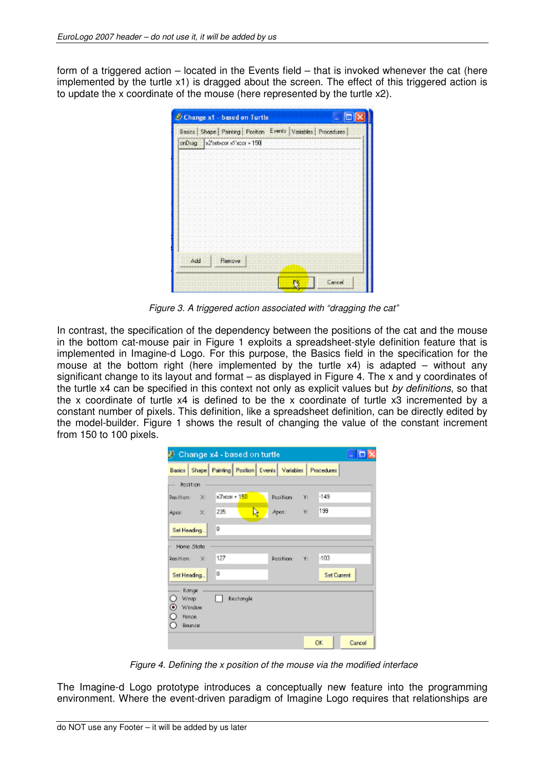form of a triggered action – located in the Events field – that is invoked whenever the cat (here implemented by the turtle x1) is dragged about the screen. The effect of this triggered action is to update the x coordinate of the mouse (here represented by the turtle x2).

Figure 3. A triggered action associated with "dragging the cat"

In contrast, the specification of the dependency between the positions of the cat and the mouse in the bottom cat-mouse pair in Figure 1 exploits a spreadsheet-style definition feature that is implemented in Imagine-d Logo. For this purpose, the Basics field in the specification for the mouse at the bottom right (here implemented by the turtle x4) is adapted – without any significant change to its layout and format – as displayed in Figure 4. The x and y coordinates of the turtle x4 can be specified in this context not only as explicit values but *by definitions*, so that the x coordinate of turtle x4 is defined to be the x coordinate of turtle x3 incremented by a constant number of pixels. This definition, like a spreadsheet definition, can be directly edited by the model-builder. Figure 1 shows the result of changing the value of the constant increment from 150 to 100 pixels.

Figure 4. Defining the x position of the mouse via the modified interface

The Imagine-d Logo prototype introduces a conceptually new feature into the programming environment. Where the event-driven paradigm of Imagine Logo requires that relationships are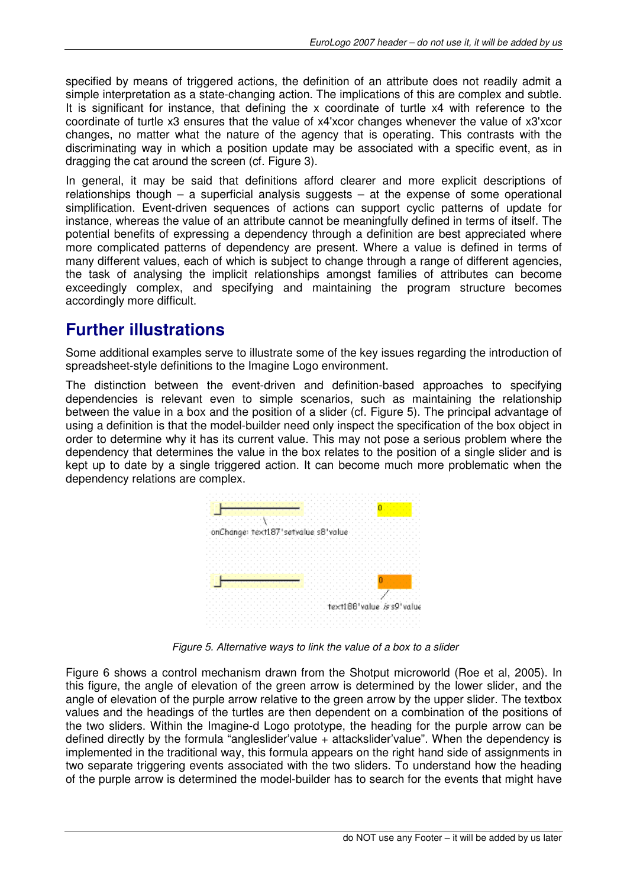specified by means of triggered actions, the definition of an attribute does not readily admit a simple interpretation as a state-changing action. The implications of this are complex and subtle. It is significant for instance, that defining the x coordinate of turtle x4 with reference to the coordinate of turtle x3 ensures that the value of x4'xcor changes whenever the value of x3'xcor changes, no matter what the nature of the agency that is operating. This contrasts with the discriminating way in which a position update may be associated with a specific event, as in dragging the cat around the screen (cf. Figure 3).

In general, it may be said that definitions afford clearer and more explicit descriptions of relationships though – a superficial analysis suggests – at the expense of some operational simplification. Event-driven sequences of actions can support cyclic patterns of update for instance, whereas the value of an attribute cannot be meaningfully defined in terms of itself. The potential benefits of expressing a dependency through a definition are best appreciated where more complicated patterns of dependency are present. Where a value is defined in terms of many different values, each of which is subject to change through a range of different agencies, the task of analysing the implicit relationships amongst families of attributes can become exceedingly complex, and specifying and maintaining the program structure becomes accordingly more difficult.

## Further illustrations

Some additional examples serve to illustrate some of the key issues regarding the introduction of spreadsheet-style definitions to the Imagine Logo environment.

The distinction between the event-driven and definition-based approaches to specifying dependencies is relevant even to simple scenarios, such as maintaining the relationship between the value in a box and the position of a slider (cf. Figure 5). The principal advantage of using a definition is that the model-builder need only inspect the specification of the box object in order to determine why it has its current value. This may not pose a serious problem where the dependency that determines the value in the box relates to the position of a single slider and is kept up to date by a single triggered action. It can become much more problematic when the dependency relations are complex.

*Figure 5. Alternative ways to link the value of a box to a slider*

Figure 6 shows a control mechanism drawn from the Shotput microworld (Roe et al, 2005). In this figure, the angle of elevation of the green arrow is determined by the lower slider, and the angle of elevation of the purple arrow relative to the green arrow by the upper slider. The textbox values and the headings of the turtles are then dependent on a combination of the positions of the two sliders. Within the Imagine-d Logo prototype, the heading for the purple arrow can be defined directly by the formula "angleslider'value + attackslider'value". When the dependency is implemented in the traditional way, this formula appears on the right hand side of assignments in two separate triggering events associated with the two sliders. To understand how the heading of the purple arrow is determined the model-builder has to search for the events that might have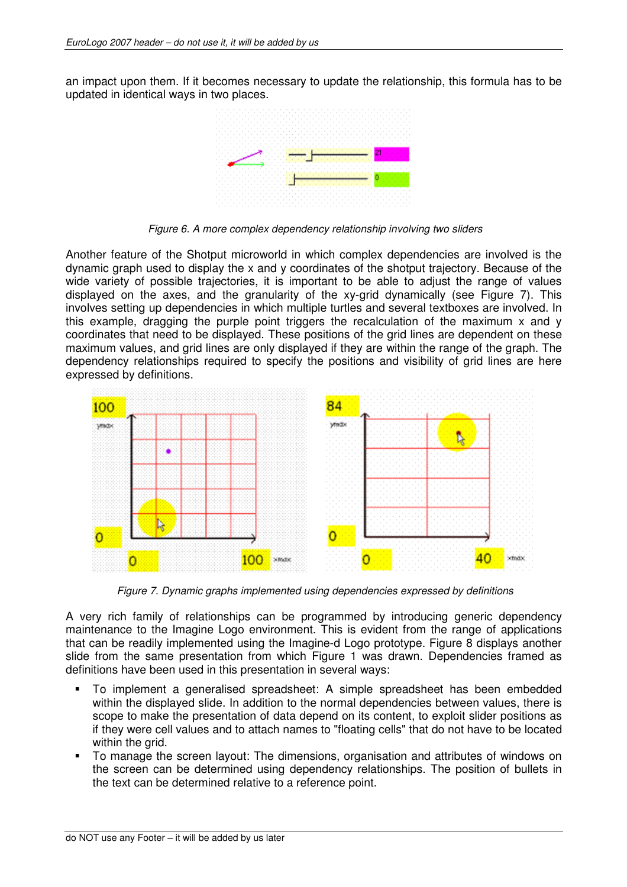an impact upon them. If it becomes necessary to update the relationship, this formula has to be updated in identical ways in two places.

*Figure 6. A more complex dependency relationship involving two sliders*

Another feature of the Shotput microworld in which complex dependencies are involved is the dynamic graph used to display the x and y coordinates of the shotput trajectory. Because of the wide variety of possible trajectories, it is important to be able to adjust the range of values displayed on the axes, and the granularity of the xy-grid dynamically (see Figure 7). This involves setting up dependencies in which multiple turtles and several textboxes are involved. In this example, dragging the purple point triggers the recalculation of the maximum x and y coordinates that need to be displayed. These positions of the grid lines are dependent on these maximum values, and grid lines are only displayed if they are within the range of the graph. The dependency relationships required to specify the positions and visibility of grid lines are here expressed by definitions.

*Figure 7. Dynamic graphs implemented using dependencies expressed by definitions*

A very rich family of relationships can be programmed by introducing generic dependency maintenance to the Imagine Logo environment. This is evident from the range of applications that can be readily implemented using the Imagine-d Logo prototype. Figure 8 displays another slide from the same presentation from which Figure 1 was drawn. Dependencies framed as definitions have been used in this presentation in several ways:

- To implement a generalised spreadsheet: A simple spreadsheet has been embedded within the displayed slide. In addition to the normal dependencies between values, there is scope to make the presentation of data depend on its content, to exploit slider positions as if they were cell values and to attach names to "floating cells" that do not have to be located within the grid.
- To manage the screen layout: The dimensions, organisation and attributes of windows on the screen can be determined using dependency relationships. The position of bullets in the text can be determined relative to a reference point.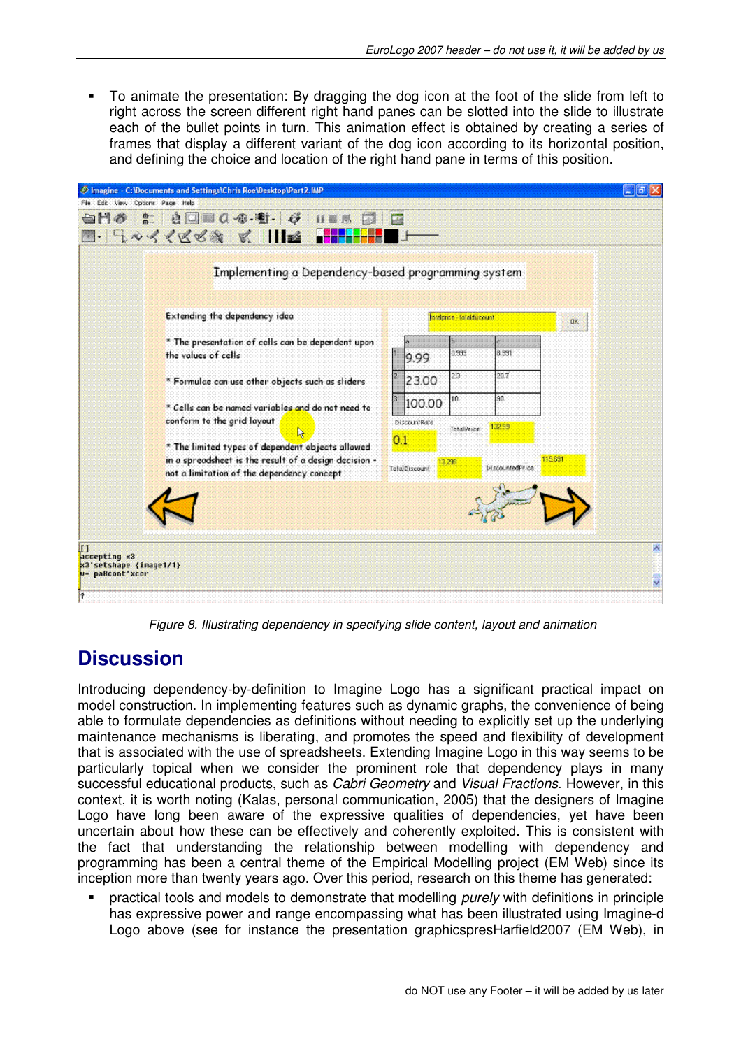- To animate the presentation: By dragging the dog icon at the foot of the slide from left to right across the screen different right hand panes can be slotted into the slide to illustrate each of the bullet points in turn. This animation effect is obtained by creating a series of frames that display a different variant of the dog icon according to its horizontal position, and defining the choice and location of the right hand pane in terms of this position.

*Figure 8. Illustrating dependency in specifying slide content, layout and animation*

# Discussion

Introducing dependency-by-definition to Imagine Logo has a significant practical impact on model construction. In implementing features such as dynamic graphs, the convenience of being able to formulate dependencies as definitions without needing to explicitly set up the underlying maintenance mechanisms is liberating, and promotes the speed and flexibility of development that is associated with the use of spreadsheets. Extending Imagine Logo in this way seems to be particularly topical when we consider the prominent role that dependency plays in many successful educational products, such as *Cabri Geometry* and *Visual Fractions*. However, in this context, it is worth noting (Kalas, personal communication, 2005) that the designers of Imagine Logo have long been aware of the expressive qualities of dependencies, yet have been uncertain about how these can be effectively and coherently exploited. This is consistent with the fact that understanding the relationship between modelling with dependency and programming has been a central theme of the Empirical Modelling project (EM Web) since its inception more than twenty years ago. Over this period, research on this theme has generated:

- practical tools and models to demonstrate that modelling *purely* with definitions in principle has expressive power and range encompassing what has been illustrated using Imagine-d Logo above (see for instance the presentation graphicspresHarfield2007 (EM Web), in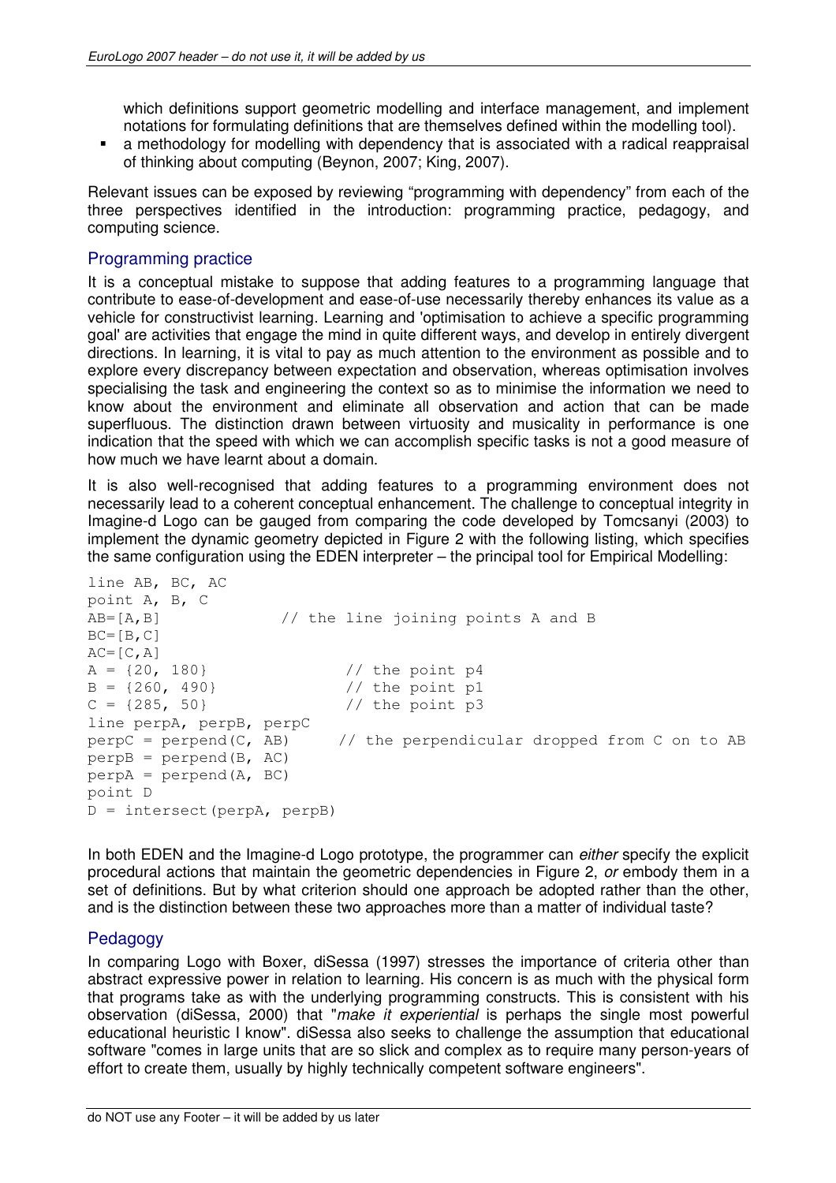which definitions support geometric modelling and interface management, and implement notations for formulating definitions that are themselves defined within the modelling tool).

- a methodology for modelling with dependency that is associated with a radical reappraisal of thinking about computing (Beynon, 2007; King, 2007).

Relevant issues can be exposed by reviewing "programming with dependency" from each of the three perspectives identified in the introduction: programming practice, pedagogy, and computing science.

## Programming practice

It is a conceptual mistake to suppose that adding features to a programming language that contribute to ease-of-development and ease-of-use necessarily thereby enhances its value as a vehicle for constructivist learning. Learning and 'optimisation to achieve a specific programming goal' are activities that engage the mind in quite different ways, and develop in entirely divergent directions. In learning, it is vital to pay as much attention to the environment as possible and to explore every discrepancy between expectation and observation, whereas optimisation involves specialising the task and engineering the context so as to minimise the information we need to know about the environment and eliminate all observation and action that can be made superfluous. The distinction drawn between virtuosity and musicality in performance is one indication that the speed with which we can accomplish specific tasks is not a good measure of how much we have learnt about a domain.

It is also well-recognised that adding features to a programming environment does not necessarily lead to a coherent conceptual enhancement. The challenge to conceptual integrity in Imagine-d Logo can be gauged from comparing the code developed by Tomcsanyi (2003) to implement the dynamic geometry depicted in Figure 2 with the following listing, which specifies the same configuration using the EDEN interpreter – the principal tool for Empirical Modelling:

```
line AB, BC, AC
point A, B, C
AB=[A,B]              // the line joining points A and B
BC=[B,C]
AC=[C,A]
A = {20, 180}              // the point p4
B = {260, 490}             // the point p1
C = {285, 50}              // the point p3
line perpA, perpB, perpC
perpC = perpend(C, AB)     // the perpendicular dropped from C on to AB
perpB = perpend(B, AC)
perpA = perpend(A, BC)
point D
D = intersect(perpA, perpB)
```

In both EDEN and the Imagine-d Logo prototype, the programmer can *either* specify the explicit procedural actions that maintain the geometric dependencies in Figure 2, *or* embody them in a set of definitions. But by what criterion should one approach be adopted rather than the other, and is the distinction between these two approaches more than a matter of individual taste?

## Pedagogy

In comparing Logo with Boxer, diSessa (1997) stresses the importance of criteria other than abstract expressive power in relation to learning. His concern is as much with the physical form that programs take as with the underlying programming constructs. This is consistent with his observation (diSessa, 2000) that "*make it experiential* is perhaps the single most powerful educational heuristic I know". diSessa also seeks to challenge the assumption that educational software "comes in large units that are so slick and complex as to require many person-years of effort to create them, usually by highly technically competent software engineers".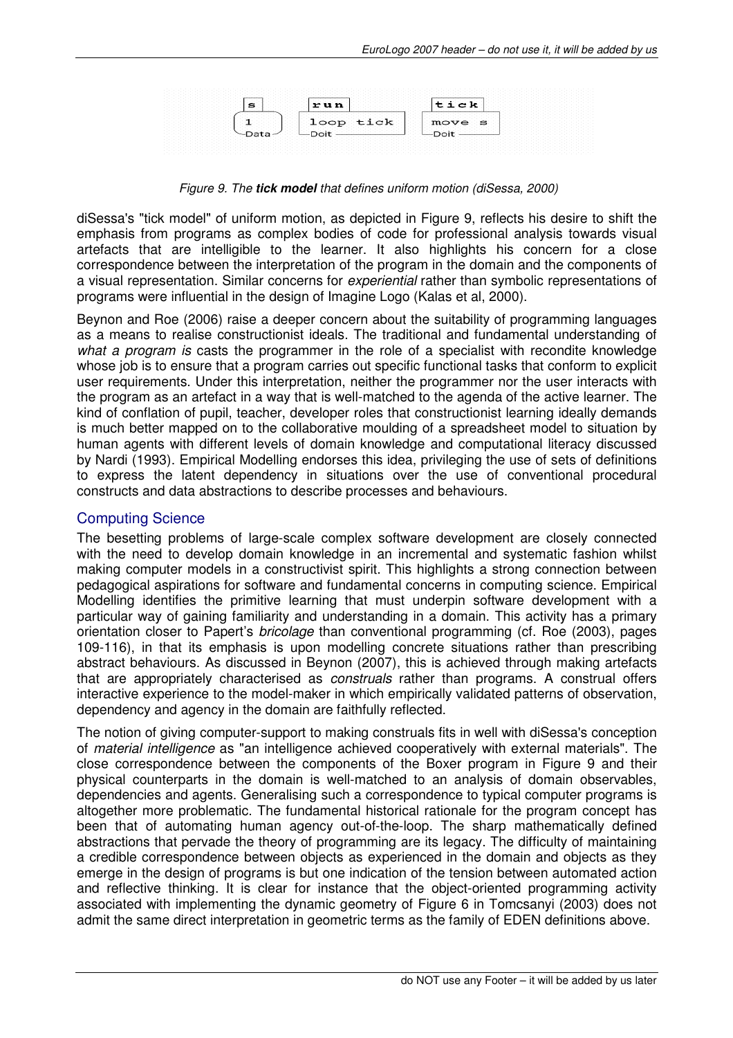| s | run | tick |
| --- | --- | --- |
| 1 | loop tick | move s |
| Data | Doit | Doit |

*Figure 9. The **tick model** that defines uniform motion (diSessa, 2000)*

diSessa's "tick model" of uniform motion, as depicted in Figure 9, reflects his desire to shift the emphasis from programs as complex bodies of code for professional analysis towards visual artefacts that are intelligible to the learner. It also highlights his concern for a close correspondence between the interpretation of the program in the domain and the components of a visual representation. Similar concerns for *experiential* rather than symbolic representations of programs were influential in the design of Imagine Logo (Kalas et al, 2000).

Beynon and Roe (2006) raise a deeper concern about the suitability of programming languages as a means to realise constructionist ideals. The traditional and fundamental understanding of *what a program is* casts the programmer in the role of a specialist with recondite knowledge whose job is to ensure that a program carries out specific functional tasks that conform to explicit user requirements. Under this interpretation, neither the programmer nor the user interacts with the program as an artefact in a way that is well-matched to the agenda of the active learner. The kind of conflation of pupil, teacher, developer roles that constructionist learning ideally demands is much better mapped on to the collaborative moulding of a spreadsheet model to situation by human agents with different levels of domain knowledge and computational literacy discussed by Nardi (1993). Empirical Modelling endorses this idea, privileging the use of sets of definitions to express the latent dependency in situations over the use of conventional procedural constructs and data abstractions to describe processes and behaviours.

## Computing Science

The besetting problems of large-scale complex software development are closely connected with the need to develop domain knowledge in an incremental and systematic fashion whilst making computer models in a constructivist spirit. This highlights a strong connection between pedagogical aspirations for software and fundamental concerns in computing science. Empirical Modelling identifies the primitive learning that must underpin software development with a particular way of gaining familiarity and understanding in a domain. This activity has a primary orientation closer to Papert's *bricolage* than conventional programming (cf. Roe (2003), pages 109-116), in that its emphasis is upon modelling concrete situations rather than prescribing abstract behaviours. As discussed in Beynon (2007), this is achieved through making artefacts that are appropriately characterised as *construals* rather than programs. A construal offers interactive experience to the model-maker in which empirically validated patterns of observation, dependency and agency in the domain are faithfully reflected.

The notion of giving computer-support to making construals fits in well with diSessa's conception of *material intelligence* as "an intelligence achieved cooperatively with external materials". The close correspondence between the components of the Boxer program in Figure 9 and their physical counterparts in the domain is well-matched to an analysis of domain observables, dependencies and agents. Generalising such a correspondence to typical computer programs is altogether more problematic. The fundamental historical rationale for the program concept has been that of automating human agency out-of-the-loop. The sharp mathematically defined abstractions that pervade the theory of programming are its legacy. The difficulty of maintaining a credible correspondence between objects as experienced in the domain and objects as they emerge in the design of programs is but one indication of the tension between automated action and reflective thinking. It is clear for instance that the object-oriented programming activity associated with implementing the dynamic geometry of Figure 6 in Tomcsanyi (2003) does not admit the same direct interpretation in geometric terms as the family of EDEN definitions above.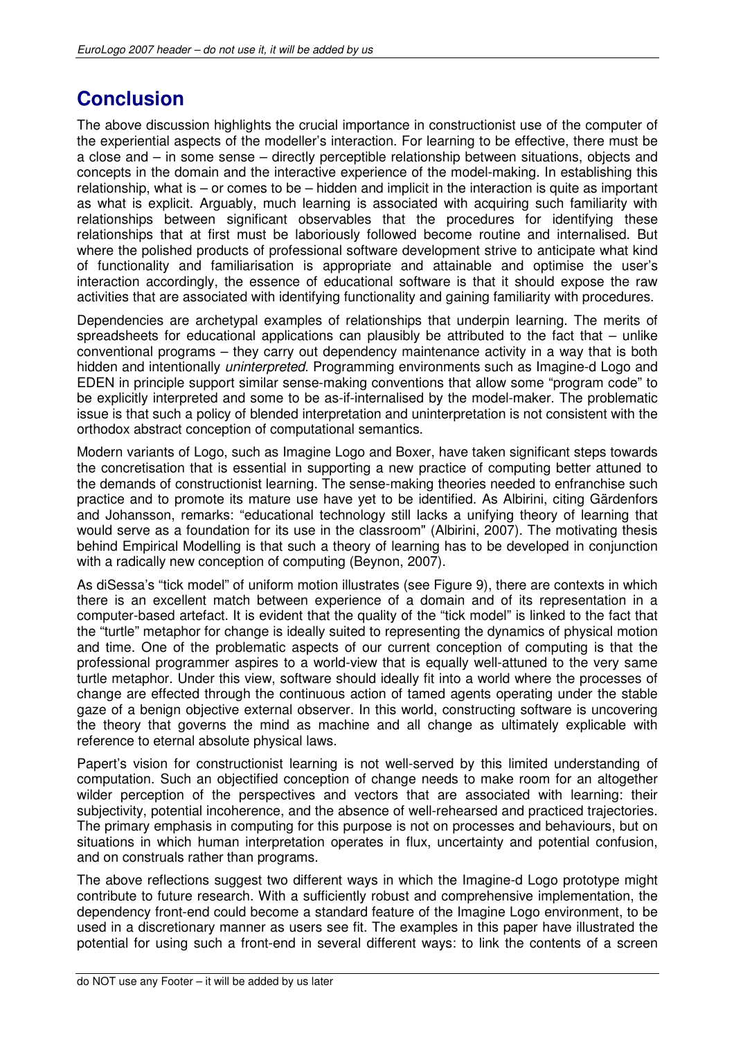# Conclusion

The above discussion highlights the crucial importance in constructionist use of the computer of the experiential aspects of the modeller's interaction. For learning to be effective, there must be a close and – in some sense – directly perceptible relationship between situations, objects and concepts in the domain and the interactive experience of the model-making. In establishing this relationship, what is – or comes to be – hidden and implicit in the interaction is quite as important as what is explicit. Arguably, much learning is associated with acquiring such familiarity with relationships between significant observables that the procedures for identifying these relationships that at first must be laboriously followed become routine and internalised. But where the polished products of professional software development strive to anticipate what kind of functionality and familiarisation is appropriate and attainable and optimise the user's interaction accordingly, the essence of educational software is that it should expose the raw activities that are associated with identifying functionality and gaining familiarity with procedures.

Dependencies are archetypal examples of relationships that underpin learning. The merits of spreadsheets for educational applications can plausibly be attributed to the fact that – unlike conventional programs – they carry out dependency maintenance activity in a way that is both hidden and intentionally *uninterpreted*. Programming environments such as Imagine-d Logo and EDEN in principle support similar sense-making conventions that allow some "program code" to be explicitly interpreted and some to be as-if-internalised by the model-maker. The problematic issue is that such a policy of blended interpretation and uninterpretation is not consistent with the orthodox abstract conception of computational semantics.

Modern variants of Logo, such as Imagine Logo and Boxer, have taken significant steps towards the concretisation that is essential in supporting a new practice of computing better attuned to the demands of constructionist learning. The sense-making theories needed to enfranchise such practice and to promote its mature use have yet to be identified. As Albirini, citing Gärdenfors and Johansson, remarks: "educational technology still lacks a unifying theory of learning that would serve as a foundation for its use in the classroom" (Albirini, 2007). The motivating thesis behind Empirical Modelling is that such a theory of learning has to be developed in conjunction with a radically new conception of computing (Beynon, 2007).

As diSessa's "tick model" of uniform motion illustrates (see Figure 9), there are contexts in which there is an excellent match between experience of a domain and of its representation in a computer-based artefact. It is evident that the quality of the "tick model" is linked to the fact that the "turtle" metaphor for change is ideally suited to representing the dynamics of physical motion and time. One of the problematic aspects of our current conception of computing is that the professional programmer aspires to a world-view that is equally well-attuned to the very same turtle metaphor. Under this view, software should ideally fit into a world where the processes of change are effected through the continuous action of tamed agents operating under the stable gaze of a benign objective external observer. In this world, constructing software is uncovering the theory that governs the mind as machine and all change as ultimately explicable with reference to eternal absolute physical laws.

Papert's vision for constructionist learning is not well-served by this limited understanding of computation. Such an objectified conception of change needs to make room for an altogether wilder perception of the perspectives and vectors that are associated with learning: their subjectivity, potential incoherence, and the absence of well-rehearsed and practiced trajectories. The primary emphasis in computing for this purpose is not on processes and behaviours, but on situations in which human interpretation operates in flux, uncertainty and potential confusion, and on construals rather than programs.

The above reflections suggest two different ways in which the Imagine-d Logo prototype might contribute to future research. With a sufficiently robust and comprehensive implementation, the dependency front-end could become a standard feature of the Imagine Logo environment, to be used in a discretionary manner as users see fit. The examples in this paper have illustrated the potential for using such a front-end in several different ways: to link the contents of a screen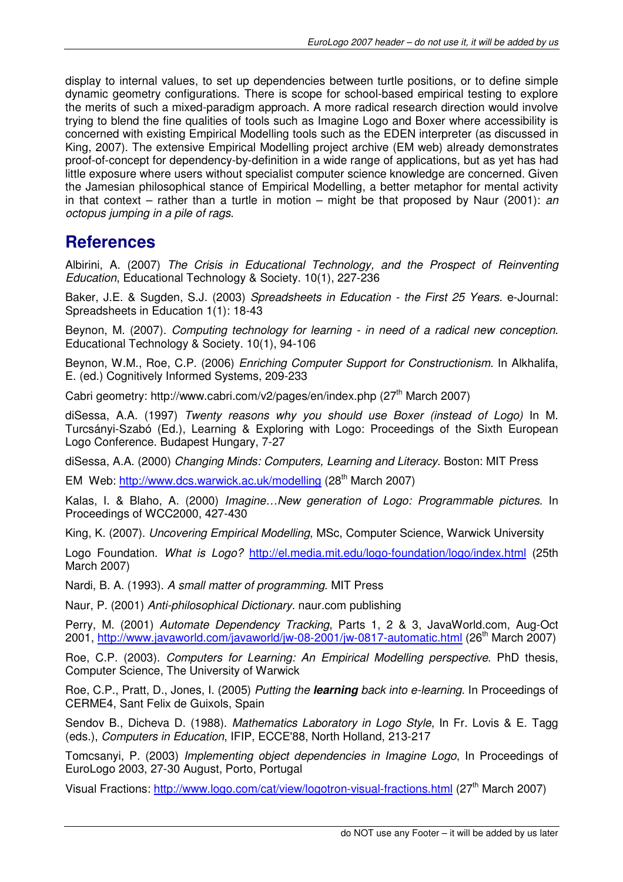display to internal values, to set up dependencies between turtle positions, or to define simple dynamic geometry configurations. There is scope for school-based empirical testing to explore the merits of such a mixed-paradigm approach. A more radical research direction would involve trying to blend the fine qualities of tools such as Imagine Logo and Boxer where accessibility is concerned with existing Empirical Modelling tools such as the EDEN interpreter (as discussed in King, 2007). The extensive Empirical Modelling project archive (EM web) already demonstrates proof-of-concept for dependency-by-definition in a wide range of applications, but as yet has had little exposure where users without specialist computer science knowledge are concerned. Given the Jamesian philosophical stance of Empirical Modelling, a better metaphor for mental activity in that context – rather than a turtle in motion – might be that proposed by Naur (2001): *an octopus jumping in a pile of rags*.

## References

Albirini, A. (2007) *The Crisis in Educational Technology, and the Prospect of Reinventing Education*, Educational Technology & Society. 10(1), 227-236

Baker, J.E. & Sugden, S.J. (2003) *Spreadsheets in Education - the First 25 Years*. e-Journal: Spreadsheets in Education 1(1): 18-43

Beynon, M. (2007). *Computing technology for learning - in need of a radical new conception*. Educational Technology & Society. 10(1), 94-106

Beynon, W.M., Roe, C.P. (2006) *Enriching Computer Support for Constructionism*. In Alkhalifa, E. (ed.) Cognitively Informed Systems, 209-233

Cabri geometry: http://www.cabri.com/v2/pages/en/index.php (27th March 2007)

diSessa, A.A. (1997) *Twenty reasons why you should use Boxer (instead of Logo)* In M. Turcsányi-Szabó (Ed.), Learning & Exploring with Logo: Proceedings of the Sixth European Logo Conference. Budapest Hungary, 7-27

diSessa, A.A. (2000) *Changing Minds: Computers, Learning and Literacy*. Boston: MIT Press

EM Web: http://www.dcs.warwick.ac.uk/modelling (28th March 2007)

Kalas, I. & Blaho, A. (2000) *Imagine…New generation of Logo: Programmable pictures.* In Proceedings of WCC2000, 427-430

King, K. (2007). *Uncovering Empirical Modelling*, MSc, Computer Science, Warwick University

Logo Foundation. *What is Logo?* http://el.media.mit.edu/logo-foundation/logo/index.html (25th March 2007)

Nardi, B. A. (1993). *A small matter of programming*. MIT Press

Naur, P. (2001) *Anti-philosophical Dictionary*. naur.com publishing

Perry, M. (2001) *Automate Dependency Tracking*, Parts 1, 2 & 3, JavaWorld.com, Aug-Oct 2001, http://www.javaworld.com/javaworld/jw-08-2001/jw-0817-automatic.html (26th March 2007)

Roe, C.P. (2003). *Computers for Learning: An Empirical Modelling perspective*. PhD thesis, Computer Science, The University of Warwick

Roe, C.P., Pratt, D., Jones, I. (2005) *Putting the **learning** back into e-learning*. In Proceedings of CERME4, Sant Felix de Guixols, Spain

Sendov B., Dicheva D. (1988). *Mathematics Laboratory in Logo Style*, In Fr. Lovis & E. Tagg (eds.), *Computers in Education*, IFIP, ECCE'88, North Holland, 213-217

Tomcsanyi, P. (2003) *Implementing object dependencies in Imagine Logo*, In Proceedings of EuroLogo 2003, 27-30 August, Porto, Portugal

Visual Fractions: http://www.logo.com/cat/view/logotron-visual-fractions.html (27th March 2007)